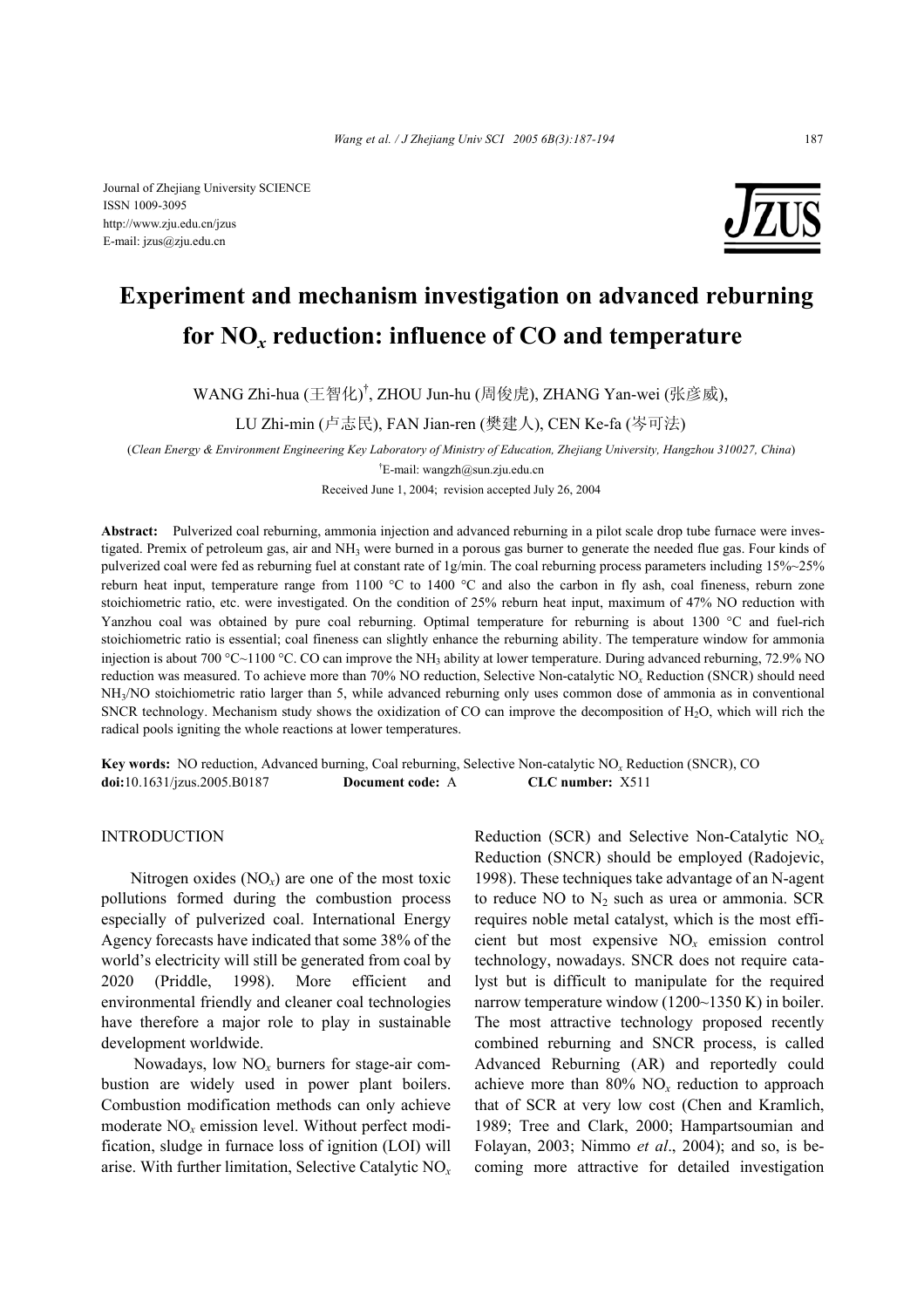Journal of Zhejiang University SCIENCE
ISSN 1009-3095
http://www.zju.edu.cn/jzus
E-mail: jzus@zju.edu.cn

# Experiment and mechanism investigation on advanced reburning for $NO_x$ reduction: influence of CO and temperature

WANG Zhi-hua (王智化)[†], ZHOU Jun-hu (周俊虎), ZHANG Yan-wei (张彦威), LU Zhi-min (卢志民), FAN Jian-ren (樊建人), CEN Ke-fa (岑可法)

(*Clean Energy & Environment Engineering Key Laboratory of Ministry of Education, Zhejiang University, Hangzhou 310027, China*)

[†]E-mail: wangzh@sun.zju.edu.cn

Received June 1, 2004; revision accepted July 26, 2004

**Abstract:** Pulverized coal reburning, ammonia injection and advanced reburning in a pilot scale drop tube furnace were investigated. Premix of petroleum gas, air and $NH_3$ were burned in a porous gas burner to generate the needed flue gas. Four kinds of pulverized coal were fed as reburning fuel at constant rate of 1g/min. The coal reburning process parameters including 15%~25% reburn heat input, temperature range from 1100 °C to 1400 °C and also the carbon in fly ash, coal fineness, reburn zone stoichiometric ratio, etc. were investigated. On the condition of 25% reburn heat input, maximum of 47% NO reduction with Yanzhou coal was obtained by pure coal reburning. Optimal temperature for reburning is about 1300 °C and fuel-rich stoichiometric ratio is essential; coal fineness can slightly enhance the reburning ability. The temperature window for ammonia injection is about 700 °C~1100 °C. CO can improve the $NH_3$ ability at lower temperature. During advanced reburning, 72.9% NO reduction was measured. To achieve more than 70% NO reduction, Selective Non-catalytic $NO_x$ Reduction (SNCR) should need $NH_3$/NO stoichiometric ratio larger than 5, while advanced reburning only uses common dose of ammonia as in conventional SNCR technology. Mechanism study shows the oxidization of CO can improve the decomposition of $H_2O$, which will rich the radical pools igniting the whole reactions at lower temperatures.

**Key words:** NO reduction, Advanced burning, Coal reburning, Selective Non-catalytic $NO_x$ Reduction (SNCR), CO
**doi:**10.1631/jzus.2005.B0187 **Document code:** A **CLC number:** X511

## INTRODUCTION

Nitrogen oxides ($NO_x$) are one of the most toxic pollutions formed during the combustion process especially of pulverized coal. International Energy Agency forecasts have indicated that some 38% of the world's electricity will still be generated from coal by 2020 (Priddle, 1998). More efficient and environmental friendly and cleaner coal technologies have therefore a major role to play in sustainable development worldwide.

Nowadays, low $NO_x$ burners for stage-air combustion are widely used in power plant boilers. Combustion modification methods can only achieve moderate $NO_x$ emission level. Without perfect modification, sludge in furnace loss of ignition (LOI) will arise. With further limitation, Selective Catalytic $NO_x$ Reduction (SCR) and Selective Non-Catalytic $NO_x$ Reduction (SNCR) should be employed (Radojevic, 1998). These techniques take advantage of an N-agent to reduce NO to $N_2$ such as urea or ammonia. SCR requires noble metal catalyst, which is the most efficient but most expensive $NO_x$ emission control technology, nowadays. SNCR does not require catalyst but is difficult to manipulate for the required narrow temperature window (1200~1350 K) in boiler. The most attractive technology proposed recently combined reburning and SNCR process, is called Advanced Reburning (AR) and reportedly could achieve more than 80% $NO_x$ reduction to approach that of SCR at very low cost (Chen and Kramlich, 1989; Tree and Clark, 2000; Hampartsoumian and Folayan, 2003; Nimmo *et al*., 2004); and so, is becoming more attractive for detailed investigation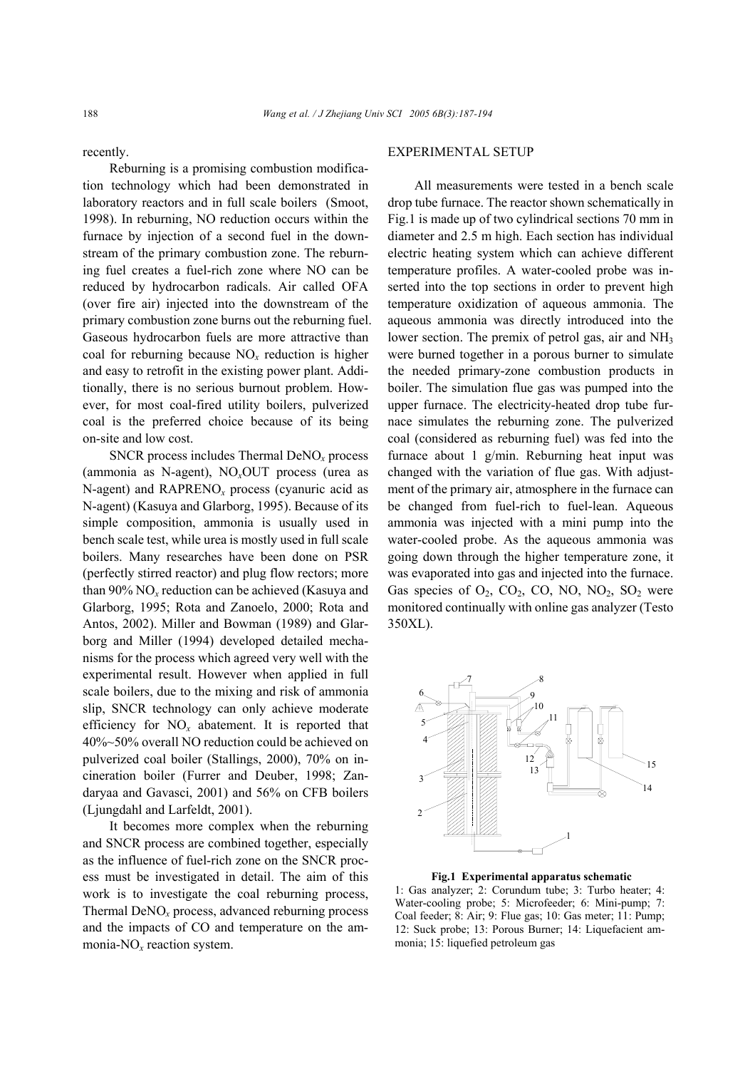recently.

Reburning is a promising combustion modification technology which had been demonstrated in laboratory reactors and in full scale boilers (Smoot, 1998). In reburning, NO reduction occurs within the furnace by injection of a second fuel in the downstream of the primary combustion zone. The reburning fuel creates a fuel-rich zone where NO can be reduced by hydrocarbon radicals. Air called OFA (over fire air) injected into the downstream of the primary combustion zone burns out the reburning fuel. Gaseous hydrocarbon fuels are more attractive than coal for reburning because $NO_x$ reduction is higher and easy to retrofit in the existing power plant. Additionally, there is no serious burnout problem. However, for most coal-fired utility boilers, pulverized coal is the preferred choice because of its being on-site and low cost.

SNCR process includes Thermal DeNO$_x$ process (ammonia as N-agent), NO$_x$OUT process (urea as N-agent) and RAPRENO$_x$ process (cyanuric acid as N-agent) (Kasuya and Glarborg, 1995). Because of its simple composition, ammonia is usually used in bench scale test, while urea is mostly used in full scale boilers. Many researches have been done on PSR (perfectly stirred reactor) and plug flow rectors; more than 90% $NO_x$ reduction can be achieved (Kasuya and Glarborg, 1995; Rota and Zanoelo, 2000; Rota and Antos, 2002). Miller and Bowman (1989) and Glarborg and Miller (1994) developed detailed mechanisms for the process which agreed very well with the experimental result. However when applied in full scale boilers, due to the mixing and risk of ammonia slip, SNCR technology can only achieve moderate efficiency for $NO_x$ abatement. It is reported that 40%~50% overall NO reduction could be achieved on pulverized coal boiler (Stallings, 2000), 70% on incineration boiler (Furrer and Deuber, 1998; Zandaryaa and Gavasci, 2001) and 56% on CFB boilers (Ljungdahl and Larfeldt, 2001).

It becomes more complex when the reburning and SNCR process are combined together, especially as the influence of fuel-rich zone on the SNCR process must be investigated in detail. The aim of this work is to investigate the coal reburning process, Thermal DeNO$_x$ process, advanced reburning process and the impacts of CO and temperature on the ammonia-$NO_x$ reaction system.

## EXPERIMENTAL SETUP

All measurements were tested in a bench scale drop tube furnace. The reactor shown schematically in Fig.1 is made up of two cylindrical sections 70 mm in diameter and 2.5 m high. Each section has individual electric heating system which can achieve different temperature profiles. A water-cooled probe was inserted into the top sections in order to prevent high temperature oxidization of aqueous ammonia. The aqueous ammonia was directly introduced into the lower section. The premix of petrol gas, air and $NH_3$ were burned together in a porous burner to simulate the needed primary-zone combustion products in boiler. The simulation flue gas was pumped into the upper furnace. The electricity-heated drop tube furnace simulates the reburning zone. The pulverized coal (considered as reburning fuel) was fed into the furnace about 1 g/min. Reburning heat input was changed with the variation of flue gas. With adjustment of the primary air, atmosphere in the furnace can be changed from fuel-rich to fuel-lean. Aqueous ammonia was injected with a mini pump into the water-cooled probe. As the aqueous ammonia was going down through the higher temperature zone, it was evaporated into gas and injected into the furnace. Gas species of $O_2$, $CO_2$, CO, NO, $NO_2$, $SO_2$ were monitored continually with online gas analyzer (Testo 350XL).

**Fig.1 Experimental apparatus schematic**

1: Gas analyzer; 2: Corundum tube; 3: Turbo heater; 4: Water-cooling probe; 5: Microfeeder; 6: Mini-pump; 7: Coal feeder; 8: Air; 9: Flue gas; 10: Gas meter; 11: Pump; 12: Suck probe; 13: Porous Burner; 14: Liquefacient ammonia; 15: liquefied petroleum gas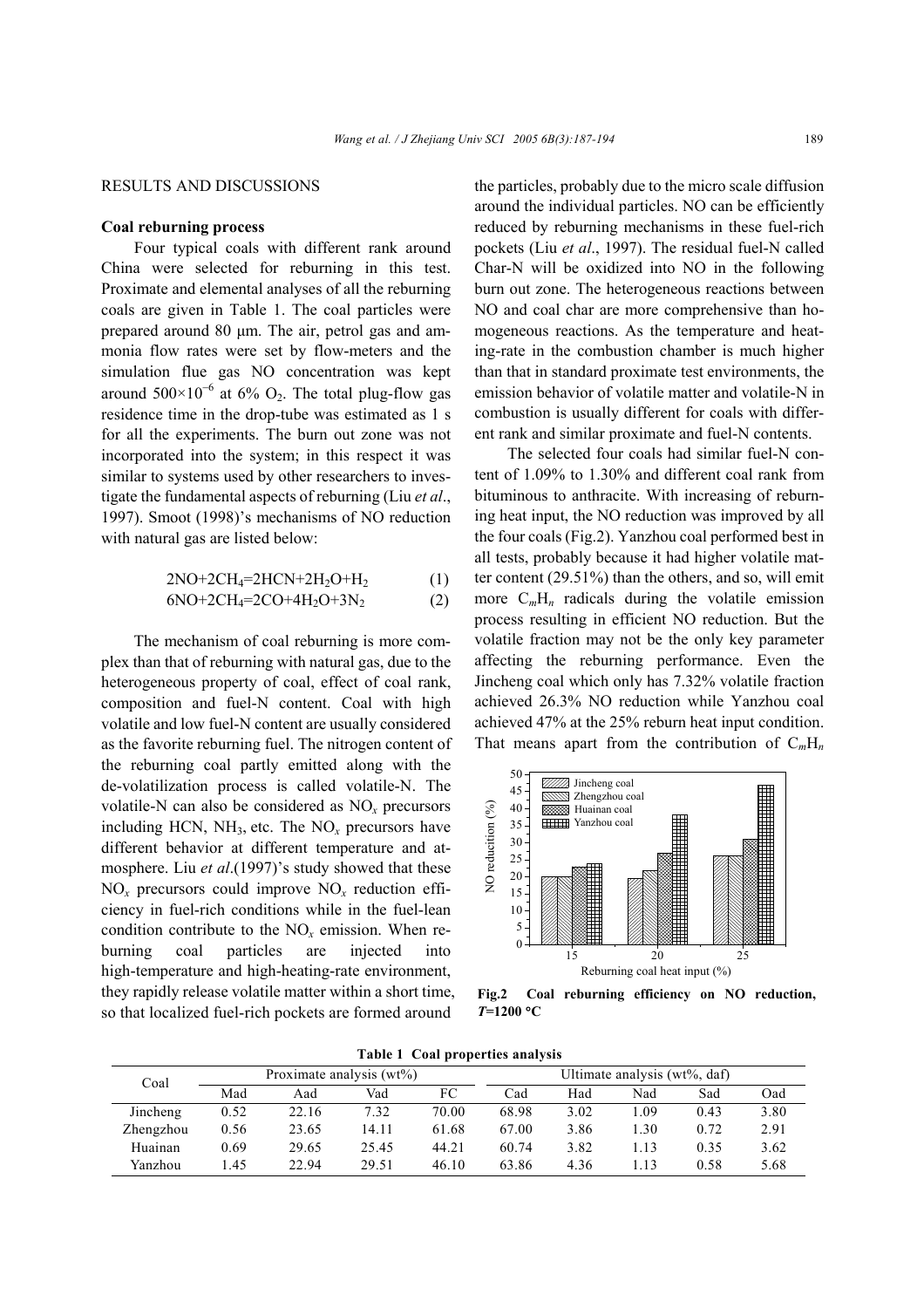## RESULTS AND DISCUSSIONS

### Coal reburning process

Four typical coals with different rank around China were selected for reburning in this test. Proximate and elemental analyses of all the reburning coals are given in Table 1. The coal particles were prepared around 80 μm. The air, petrol gas and ammonia flow rates were set by flow-meters and the simulation flue gas NO concentration was kept around $500\times10^{-6}$ at 6% $O_2$. The total plug-flow gas residence time in the drop-tube was estimated as 1 s for all the experiments. The burn out zone was not incorporated into the system; in this respect it was similar to systems used by other researchers to investigate the fundamental aspects of reburning (Liu *et al*., 1997). Smoot (1998)'s mechanisms of NO reduction with natural gas are listed below:

$$2NO+2CH_4=2HCN+2H_2O+H_2 \quad (1)$$

$$6NO+2CH_4=2CO+4H_2O+3N_2 \quad (2)$$

The mechanism of coal reburning is more complex than that of reburning with natural gas, due to the heterogeneous property of coal, effect of coal rank, composition and fuel-N content. Coal with high volatile and low fuel-N content are usually considered as the favorite reburning fuel. The nitrogen content of the reburning coal partly emitted along with the de-volatilization process is called volatile-N. The volatile-N can also be considered as $NO_x$ precursors including HCN, $NH_3$, etc. The $NO_x$ precursors have different behavior at different temperature and atmosphere. Liu *et al*.(1997)'s study showed that these $NO_x$ precursors could improve $NO_x$ reduction efficiency in fuel-rich conditions while in the fuel-lean condition contribute to the $NO_x$ emission. When reburning coal particles are injected into high-temperature and high-heating-rate environment, they rapidly release volatile matter within a short time, so that localized fuel-rich pockets are formed around the particles, probably due to the micro scale diffusion around the individual particles. NO can be efficiently reduced by reburning mechanisms in these fuel-rich pockets (Liu *et al*., 1997). The residual fuel-N called Char-N will be oxidized into NO in the following burn out zone. The heterogeneous reactions between NO and coal char are more comprehensive than homogeneous reactions. As the temperature and heating-rate in the combustion chamber is much higher than that in standard proximate test environments, the emission behavior of volatile matter and volatile-N in combustion is usually different for coals with different rank and similar proximate and fuel-N contents.

The selected four coals had similar fuel-N content of 1.09% to 1.30% and different coal rank from bituminous to anthracite. With increasing of reburning heat input, the NO reduction was improved by all the four coals (Fig.2). Yanzhou coal performed best in all tests, probably because it had higher volatile matter content (29.51%) than the others, and so, will emit more $C_mH_n$ radicals during the volatile emission process resulting in efficient NO reduction. But the volatile fraction may not be the only key parameter affecting the reburning performance. Even the Jincheng coal which only has 7.32% volatile fraction achieved 26.3% NO reduction while Yanzhou coal achieved 47% at the 25% reburn heat input condition. That means apart from the contribution of $C_mH_n$

**Fig.2 Coal reburning efficiency on NO reduction, $T$=1200 °C**

**Table 1 Coal properties analysis**

| Coal | Proximate analysis (wt%) | | | | Ultimate analysis (wt%, daf) | | | | |
|---|---|---|---|---|---|---|---|---|---|
| | Mad | Aad | Vad | FC | Cad | Had | Nad | Sad | Oad |
| Jincheng | 0.52 | 22.16 | 7.32 | 70.00 | 68.98 | 3.02 | 1.09 | 0.43 | 3.80 |
| Zhengzhou | 0.56 | 23.65 | 14.11 | 61.68 | 67.00 | 3.86 | 1.30 | 0.72 | 2.91 |
| Huainan | 0.69 | 29.65 | 25.45 | 44.21 | 60.74 | 3.82 | 1.13 | 0.35 | 3.62 |
| Yanzhou | 1.45 | 22.94 | 29.51 | 46.10 | 63.86 | 4.36 | 1.13 | 0.58 | 5.68 |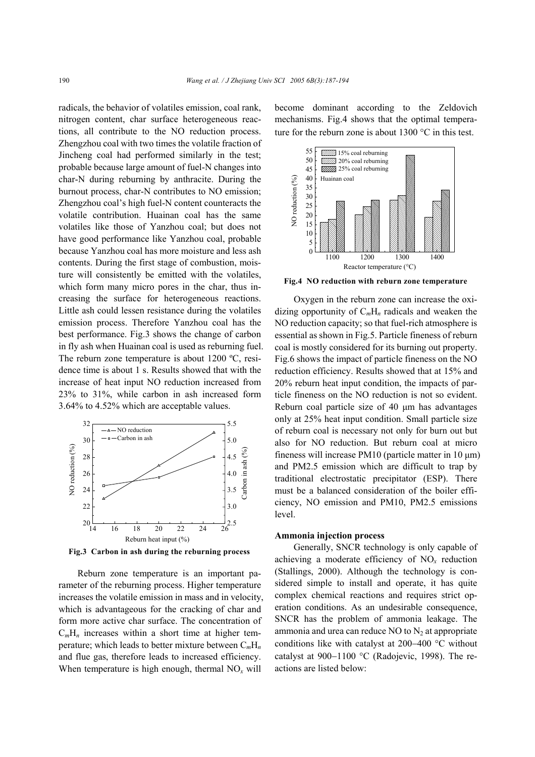radicals, the behavior of volatiles emission, coal rank, nitrogen content, char surface heterogeneous reactions, all contribute to the NO reduction process. Zhengzhou coal with two times the volatile fraction of Jincheng coal had performed similarly in the test; probable because large amount of fuel-N changes into char-N during reburning by anthracite. During the burnout process, char-N contributes to NO emission; Zhengzhou coal's high fuel-N content counteracts the volatile contribution. Huainan coal has the same volatiles like those of Yanzhou coal; but does not have good performance like Yanzhou coal, probable because Yanzhou coal has more moisture and less ash contents. During the first stage of combustion, moisture will consistently be emitted with the volatiles, which form many micro pores in the char, thus increasing the surface for heterogeneous reactions. Little ash could lessen resistance during the volatiles emission process. Therefore Yanzhou coal has the best performance. Fig.3 shows the change of carbon in fly ash when Huainan coal is used as reburning fuel. The reburn zone temperature is about 1200 ºC, residence time is about 1 s. Results showed that with the increase of heat input NO reduction increased from 23% to 31%, while carbon in ash increased form 3.64% to 4.52% which are acceptable values.

**Fig.3 Carbon in ash during the reburning process**

Reburn zone temperature is an important parameter of the reburning process. Higher temperature increases the volatile emission in mass and in velocity, which is advantageous for the cracking of char and form more active char surface. The concentration of $C_mH_n$ increases within a short time at higher temperature; which leads to better mixture between $C_mH_n$ and flue gas, therefore leads to increased efficiency. When temperature is high enough, thermal $NO_x$ will become dominant according to the Zeldovich mechanisms. Fig.4 shows that the optimal temperature for the reburn zone is about 1300 °C in this test.

**Fig.4 NO reduction with reburn zone temperature**

Oxygen in the reburn zone can increase the oxidizing opportunity of $C_mH_n$ radicals and weaken the NO reduction capacity; so that fuel-rich atmosphere is essential as shown in Fig.5. Particle fineness of reburn coal is mostly considered for its burning out property. Fig.6 shows the impact of particle fineness on the NO reduction efficiency. Results showed that at 15% and 20% reburn heat input condition, the impacts of particle fineness on the NO reduction is not so evident. Reburn coal particle size of 40 μm has advantages only at 25% heat input condition. Small particle size of reburn coal is necessary not only for burn out but also for NO reduction. But reburn coal at micro fineness will increase PM10 (particle matter in 10 μm) and PM2.5 emission which are difficult to trap by traditional electrostatic precipitator (ESP). There must be a balanced consideration of the boiler efficiency, NO emission and PM10, PM2.5 emissions level.

**Ammonia injection process**

Generally, SNCR technology is only capable of achieving a moderate efficiency of $NO_x$ reduction (Stallings, 2000). Although the technology is considered simple to install and operate, it has quite complex chemical reactions and requires strict operation conditions. As an undesirable consequence, SNCR has the problem of ammonia leakage. The ammonia and urea can reduce NO to $N_2$ at appropriate conditions like with catalyst at 200–400 °C without catalyst at 900−1100 °C (Radojevic, 1998). The reactions are listed below: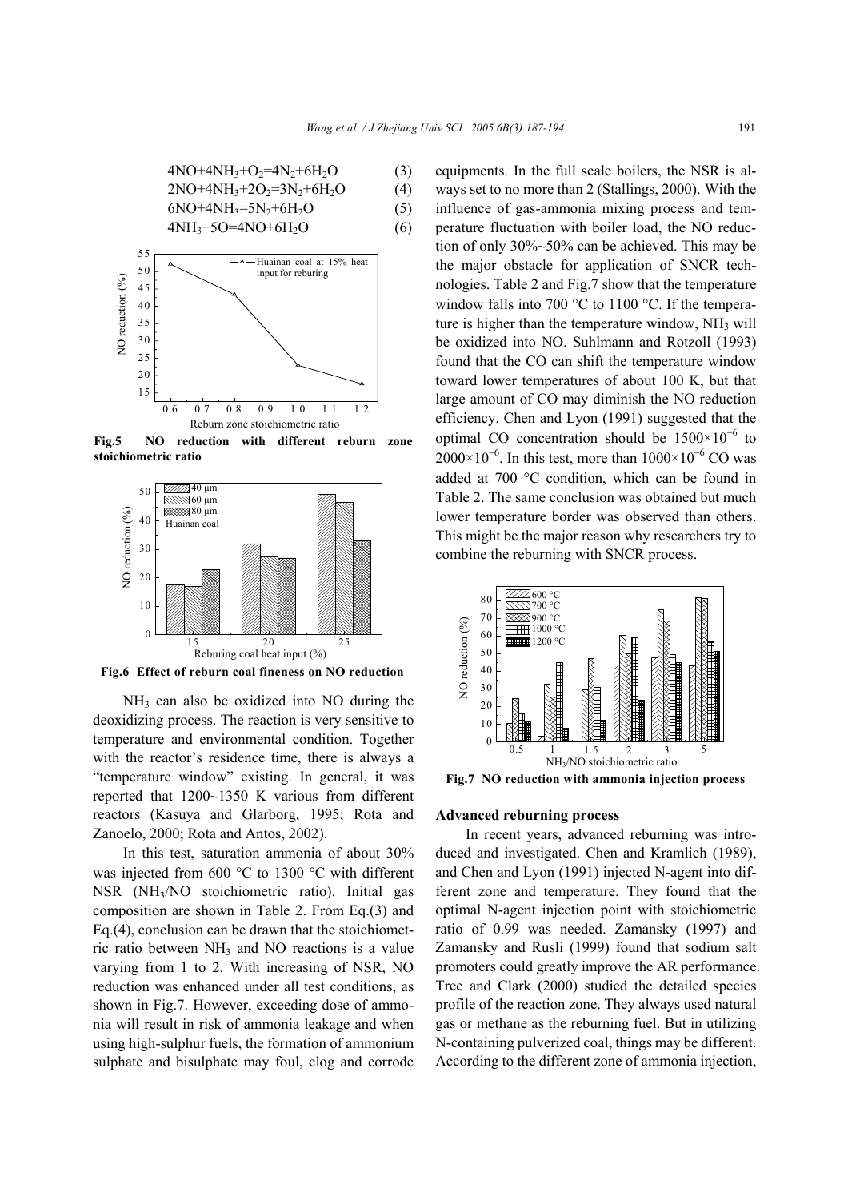$$4NO+4NH_3+O_2=4N_2+6H_2O \quad (3)$$

$$2NO+4NH_3+2O_2=3N_2+6H_2O \quad (4)$$

$$6NO+4NH_3=5N_2+6H_2O \quad (5)$$

$$4NH_3+5O=4NO+6H_2O \quad (6)$$

**Fig.5 NO reduction with different reburn zone stoichiometric ratio**

**Fig.6 Effect of reburn coal fineness on NO reduction**

$NH_3$ can also be oxidized into NO during the deoxidizing process. The reaction is very sensitive to temperature and environmental condition. Together with the reactor's residence time, there is always a "temperature window" existing. In general, it was reported that 1200~1350 K various from different reactors (Kasuya and Glarborg, 1995; Rota and Zanoelo, 2000; Rota and Antos, 2002).

In this test, saturation ammonia of about 30% was injected from 600 °C to 1300 °C with different NSR ($NH_3$/NO stoichiometric ratio). Initial gas composition are shown in Table 2. From Eq.(3) and Eq.(4), conclusion can be drawn that the stoichiometric ratio between $NH_3$ and NO reactions is a value varying from 1 to 2. With increasing of NSR, NO reduction was enhanced under all test conditions, as shown in Fig.7. However, exceeding dose of ammonia will result in risk of ammonia leakage and when using high-sulphur fuels, the formation of ammonium sulphate and bisulphate may foul, clog and corrode equipments. In the full scale boilers, the NSR is always set to no more than 2 (Stallings, 2000). With the influence of gas-ammonia mixing process and temperature fluctuation with boiler load, the NO reduction of only 30%~50% can be achieved. This may be the major obstacle for application of SNCR technologies. Table 2 and Fig.7 show that the temperature window falls into 700 °C to 1100 °C. If the temperature is higher than the temperature window, $NH_3$ will be oxidized into NO. Suhlmann and Rotzoll (1993) found that the CO can shift the temperature window toward lower temperatures of about 100 K, but that large amount of CO may diminish the NO reduction efficiency. Chen and Lyon (1991) suggested that the optimal CO concentration should be $1500\times10^{-6}$ to $2000\times10^{-6}$. In this test, more than $1000\times10^{-6}$ CO was added at 700 °C condition, which can be found in Table 2. The same conclusion was obtained but much lower temperature border was observed than others. This might be the major reason why researchers try to combine the reburning with SNCR process.

**Fig.7 NO reduction with ammonia injection process**

### Advanced reburning process

In recent years, advanced reburning was introduced and investigated. Chen and Kramlich (1989), and Chen and Lyon (1991) injected N-agent into different zone and temperature. They found that the optimal N-agent injection point with stoichiometric ratio of 0.99 was needed. Zamansky (1997) and Zamansky and Rusli (1999) found that sodium salt promoters could greatly improve the AR performance. Tree and Clark (2000) studied the detailed species profile of the reaction zone. They always used natural gas or methane as the reburning fuel. But in utilizing N-containing pulverized coal, things may be different. According to the different zone of ammonia injection,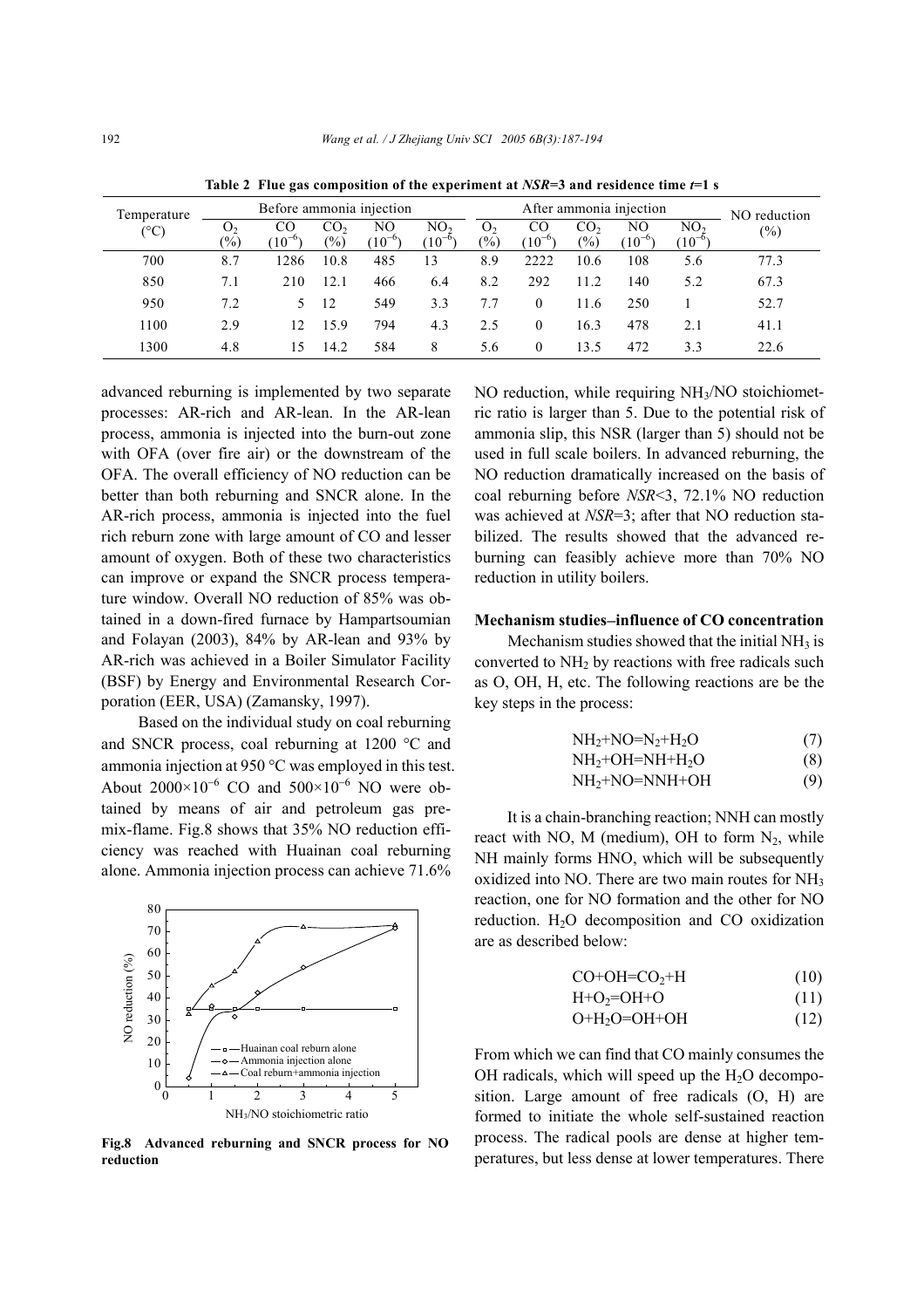**Table 2 Flue gas composition of the experiment at *NSR*=3 and residence time *t*=1 s**

| Temperature (°C) | Before ammonia injection | | | | | After ammonia injection | | | | | NO reduction (%) |
|---|---|---|---|---|---|---|---|---|---|---|---|
| | $O_2$ (%) | CO ($10^{-6}$) | $CO_2$ (%) | NO ($10^{-6}$) | $NO_2$ ($10^{-6}$) | $O_2$ (%) | CO ($10^{-6}$) | $CO_2$ (%) | NO ($10^{-6}$) | $NO_2$ ($10^{-6}$) | |
| 700 | 8.7 | 1286 | 10.8 | 485 | 13 | 8.9 | 2222 | 10.6 | 108 | 5.6 | 77.3 |
| 850 | 7.1 | 210 | 12.1 | 466 | 6.4 | 8.2 | 292 | 11.2 | 140 | 5.2 | 67.3 |
| 950 | 7.2 | 5 | 12 | 549 | 3.3 | 7.7 | 0 | 11.6 | 250 | 1 | 52.7 |
| 1100 | 2.9 | 12 | 15.9 | 794 | 4.3 | 2.5 | 0 | 16.3 | 478 | 2.1 | 41.1 |
| 1300 | 4.8 | 15 | 14.2 | 584 | 8 | 5.6 | 0 | 13.5 | 472 | 3.3 | 22.6 |

advanced reburning is implemented by two separate processes: AR-rich and AR-lean. In the AR-lean process, ammonia is injected into the burn-out zone with OFA (over fire air) or the downstream of the OFA. The overall efficiency of NO reduction can be better than both reburning and SNCR alone. In the AR-rich process, ammonia is injected into the fuel rich reburn zone with large amount of CO and lesser amount of oxygen. Both of these two characteristics can improve or expand the SNCR process temperature window. Overall NO reduction of 85% was obtained in a down-fired furnace by Hampartsoumian and Folayan (2003), 84% by AR-lean and 93% by AR-rich was achieved in a Boiler Simulator Facility (BSF) by Energy and Environmental Research Corporation (EER, USA) (Zamansky, 1997).

Based on the individual study on coal reburning and SNCR process, coal reburning at 1200 °C and ammonia injection at 950 °C was employed in this test. About $2000\times10^{-6}$ CO and $500\times10^{-6}$ NO were obtained by means of air and petroleum gas premix-flame. Fig.8 shows that 35% NO reduction efficiency was reached with Huainan coal reburning alone. Ammonia injection process can achieve 71.6% NO reduction, while requiring $NH_3$/NO stoichiometric ratio is larger than 5. Due to the potential risk of ammonia slip, this NSR (larger than 5) should not be used in full scale boilers. In advanced reburning, the NO reduction dramatically increased on the basis of coal reburning before *NSR*<3, 72.1% NO reduction was achieved at *NSR*=3; after that NO reduction stabilized. The results showed that the advanced reburning can feasibly achieve more than 70% NO reduction in utility boilers.

**Fig.8 Advanced reburning and SNCR process for NO reduction**

### Mechanism studies–influence of CO concentration

Mechanism studies showed that the initial $NH_3$ is converted to $NH_2$ by reactions with free radicals such as O, OH, H, etc. The following reactions are be the key steps in the process:

$$NH_2+NO=N_2+H_2O \quad (7)$$

$$NH_2+OH=NH+H_2O \quad (8)$$

$$NH_2+NO=NNH+OH \quad (9)$$

It is a chain-branching reaction; NNH can mostly react with NO, M (medium), OH to form $N_2$, while NH mainly forms HNO, which will be subsequently oxidized into NO. There are two main routes for $NH_3$ reaction, one for NO formation and the other for NO reduction. $H_2O$ decomposition and CO oxidization are as described below:

$$CO+OH=CO_2+H \quad (10)$$

$$H+O_2=OH+O \quad (11)$$

$$O+H_2O=OH+OH \quad (12)$$

From which we can find that CO mainly consumes the OH radicals, which will speed up the $H_2O$ decomposition. Large amount of free radicals (O, H) are formed to initiate the whole self-sustained reaction process. The radical pools are dense at higher temperatures, but less dense at lower temperatures. There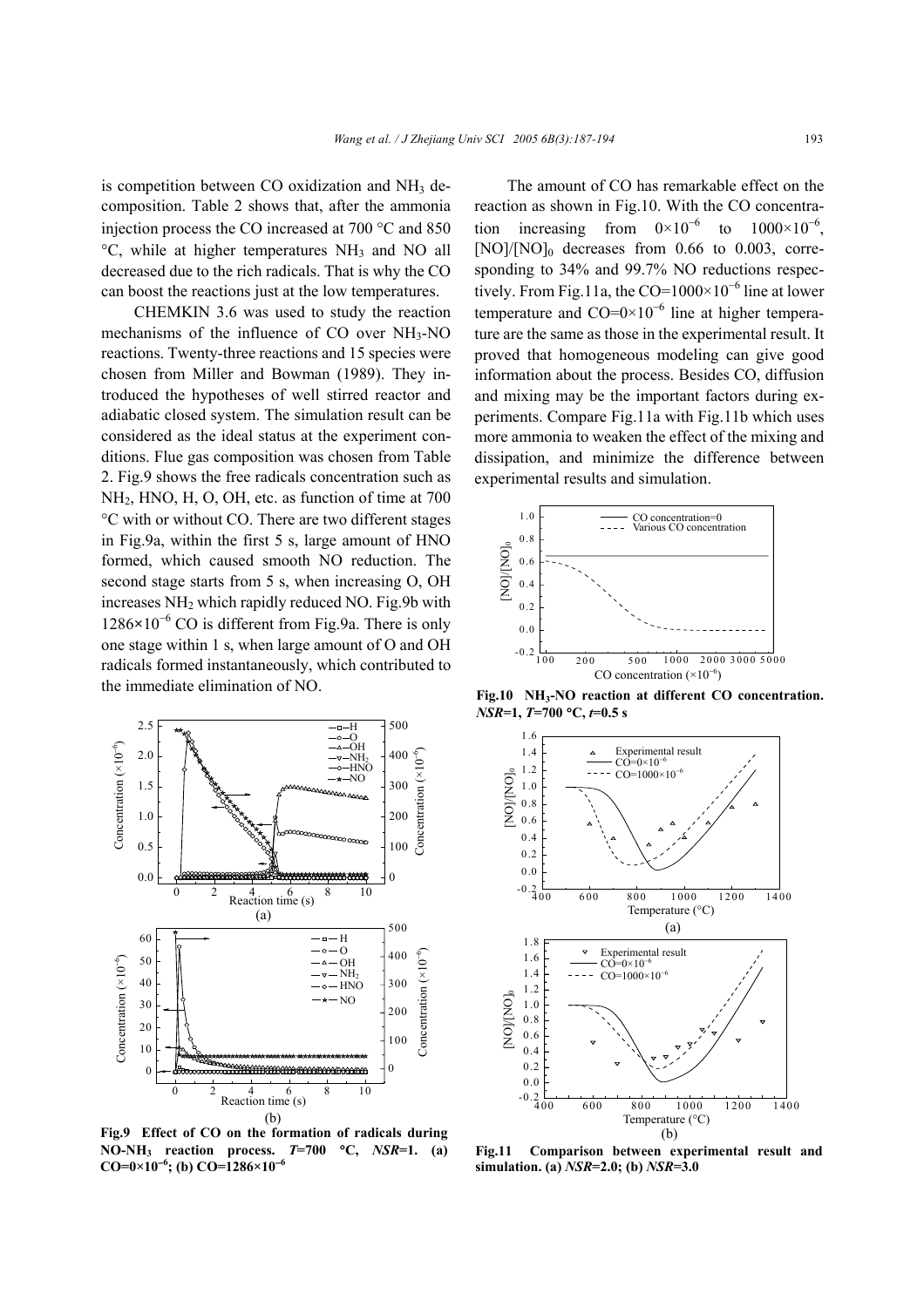is competition between CO oxidization and $NH_3$ decomposition. Table 2 shows that, after the ammonia injection process the CO increased at 700 °C and 850 °C, while at higher temperatures $NH_3$ and NO all decreased due to the rich radicals. That is why the CO can boost the reactions just at the low temperatures.

CHEMKIN 3.6 was used to study the reaction mechanisms of the influence of CO over $NH_3$-NO reactions. Twenty-three reactions and 15 species were chosen from Miller and Bowman (1989). They introduced the hypotheses of well stirred reactor and adiabatic closed system. The simulation result can be considered as the ideal status at the experiment conditions. Flue gas composition was chosen from Table 2. Fig.9 shows the free radicals concentration such as $NH_2$, HNO, H, O, OH, etc. as function of time at 700 °C with or without CO. There are two different stages in Fig.9a, within the first 5 s, large amount of HNO formed, which caused smooth NO reduction. The second stage starts from 5 s, when increasing O, OH increases $NH_2$ which rapidly reduced NO. Fig.9b with $1286\times10^{-6}$ CO is different from Fig.9a. There is only one stage within 1 s, when large amount of O and OH radicals formed instantaneously, which contributed to the immediate elimination of NO.

**Fig.9 Effect of CO on the formation of radicals during NO-$NH_3$ reaction process. *T*=700 °C, *NSR*=1. (a) CO=$0\times10^{-6}$; (b) CO=$1286\times10^{-6}$**

The amount of CO has remarkable effect on the reaction as shown in Fig.10. With the CO concentration increasing from $0\times10^{-6}$ to $1000\times10^{-6}$, $[NO]/[NO]_0$ decreases from 0.66 to 0.003, corresponding to 34% and 99.7% NO reductions respectively. From Fig.11a, the CO=$1000\times10^{-6}$ line at lower temperature and CO=$0\times10^{-6}$ line at higher temperature are the same as those in the experimental result. It proved that homogeneous modeling can give good information about the process. Besides CO, diffusion and mixing may be the important factors during experiments. Compare Fig.11a with Fig.11b which uses more ammonia to weaken the effect of the mixing and dissipation, and minimize the difference between experimental results and simulation.

**Fig.10 $NH_3$-NO reaction at different CO concentration. *NSR*=1, *T*=700 °C, *t*=0.5 s**

**Fig.11 Comparison between experimental result and simulation. (a) *NSR*=2.0; (b) *NSR*=3.0**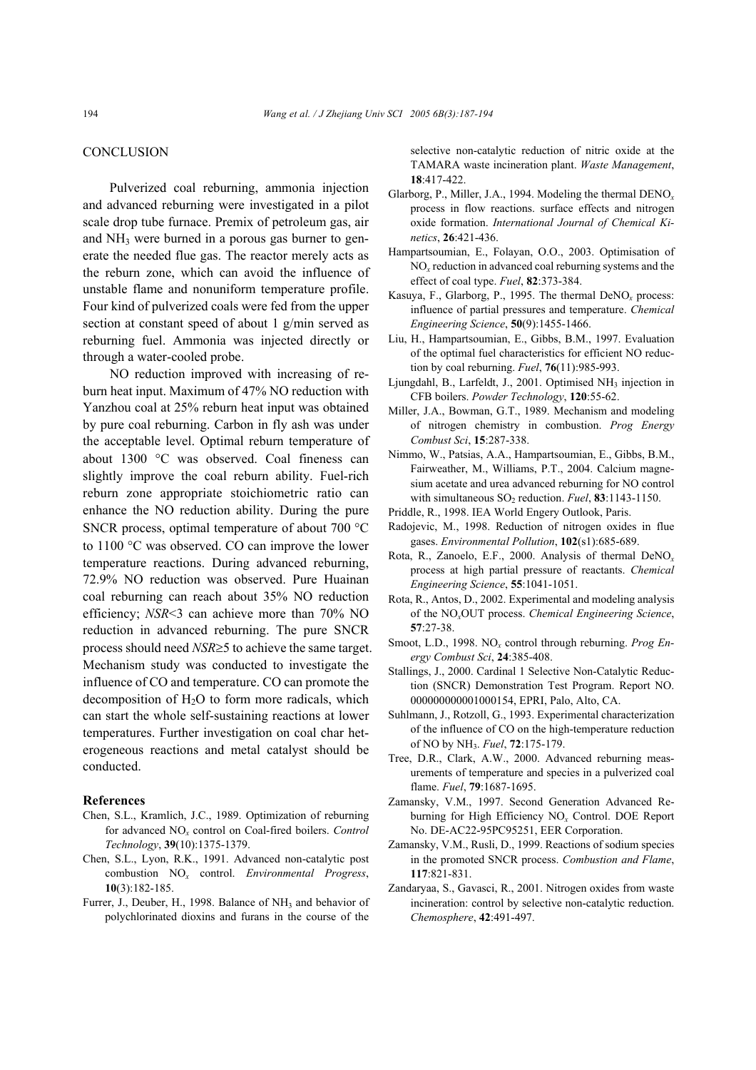## CONCLUSION

Pulverized coal reburning, ammonia injection and advanced reburning were investigated in a pilot scale drop tube furnace. Premix of petroleum gas, air and $NH_3$ were burned in a porous gas burner to generate the needed flue gas. The reactor merely acts as the reburn zone, which can avoid the influence of unstable flame and nonuniform temperature profile. Four kind of pulverized coals were fed from the upper section at constant speed of about 1 g/min served as reburning fuel. Ammonia was injected directly or through a water-cooled probe.

NO reduction improved with increasing of reburn heat input. Maximum of 47% NO reduction with Yanzhou coal at 25% reburn heat input was obtained by pure coal reburning. Carbon in fly ash was under the acceptable level. Optimal reburn temperature of about 1300 °C was observed. Coal fineness can slightly improve the coal reburn ability. Fuel-rich reburn zone appropriate stoichiometric ratio can enhance the NO reduction ability. During the pure SNCR process, optimal temperature of about 700 °C to 1100 °C was observed. CO can improve the lower temperature reactions. During advanced reburning, 72.9% NO reduction was observed. Pure Huainan coal reburning can reach about 35% NO reduction efficiency; $NSR<3$ can achieve more than 70% NO reduction in advanced reburning. The pure SNCR process should need $NSR\geq5$ to achieve the same target. Mechanism study was conducted to investigate the influence of CO and temperature. CO can promote the decomposition of $H_2O$ to form more radicals, which can start the whole self-sustaining reactions at lower temperatures. Further investigation on coal char heterogeneous reactions and metal catalyst should be conducted.

### References

Chen, S.L., Kramlich, J.C., 1989. Optimization of reburning for advanced $NO_x$ control on Coal-fired boilers. *Control Technology*, **39**(10):1375-1379.

Chen, S.L., Lyon, R.K., 1991. Advanced non-catalytic post combustion $NO_x$ control. *Environmental Progress*, **10**(3):182-185.

Furrer, J., Deuber, H., 1998. Balance of $NH_3$ and behavior of polychlorinated dioxins and furans in the course of the selective non-catalytic reduction of nitric oxide at the TAMARA waste incineration plant. *Waste Management*, **18**:417-422.

Glarborg, P., Miller, J.A., 1994. Modeling the thermal $DENO_x$ process in flow reactions. surface effects and nitrogen oxide formation. *International Journal of Chemical Kinetics*, **26**:421-436.

Hampartsoumian, E., Folayan, O.O., 2003. Optimisation of $NO_x$ reduction in advanced coal reburning systems and the effect of coal type. *Fuel*, **82**:373-384.

Kasuya, F., Glarborg, P., 1995. The thermal $DeNO_x$ process: influence of partial pressures and temperature. *Chemical Engineering Science*, **50**(9):1455-1466.

Liu, H., Hampartsoumian, E., Gibbs, B.M., 1997. Evaluation of the optimal fuel characteristics for efficient NO reduction by coal reburning. *Fuel*, **76**(11):985-993.

Ljungdahl, B., Larfeldt, J., 2001. Optimised $NH_3$ injection in CFB boilers. *Powder Technology*, **120**:55-62.

Miller, J.A., Bowman, G.T., 1989. Mechanism and modeling of nitrogen chemistry in combustion. *Prog Energy Combust Sci*, **15**:287-338.

Nimmo, W., Patsias, A.A., Hampartsoumian, E., Gibbs, B.M., Fairweather, M., Williams, P.T., 2004. Calcium magnesium acetate and urea advanced reburning for NO control with simultaneous $SO_2$ reduction. *Fuel*, **83**:1143-1150.

Priddle, R., 1998. IEA World Engery Outlook, Paris.

Radojevic, M., 1998. Reduction of nitrogen oxides in flue gases. *Environmental Pollution*, **102**(s1):685-689.

Rota, R., Zanoelo, E.F., 2000. Analysis of thermal $DeNO_x$ process at high partial pressure of reactants. *Chemical Engineering Science*, **55**:1041-1051.

Rota, R., Antos, D., 2002. Experimental and modeling analysis of the $NO_x$OUT process. *Chemical Engineering Science*, **57**:27-38.

Smoot, L.D., 1998. $NO_x$ control through reburning. *Prog Energy Combust Sci*, **24**:385-408.

Stallings, J., 2000. Cardinal 1 Selective Non-Catalytic Reduction (SNCR) Demonstration Test Program. Report NO. 000000000001000154, EPRI, Palo, Alto, CA.

Suhlmann, J., Rotzoll, G., 1993. Experimental characterization of the influence of CO on the high-temperature reduction of NO by $NH_3$. *Fuel*, **72**:175-179.

Tree, D.R., Clark, A.W., 2000. Advanced reburning measurements of temperature and species in a pulverized coal flame. *Fuel*, **79**:1687-1695.

Zamansky, V.M., 1997. Second Generation Advanced Reburning for High Efficiency $NO_x$ Control. DOE Report No. DE-AC22-95PC95251, EER Corporation.

Zamansky, V.M., Rusli, D., 1999. Reactions of sodium species in the promoted SNCR process. *Combustion and Flame*, **117**:821-831.

Zandaryaa, S., Gavasci, R., 2001. Nitrogen oxides from waste incineration: control by selective non-catalytic reduction. *Chemosphere*, **42**:491-497.